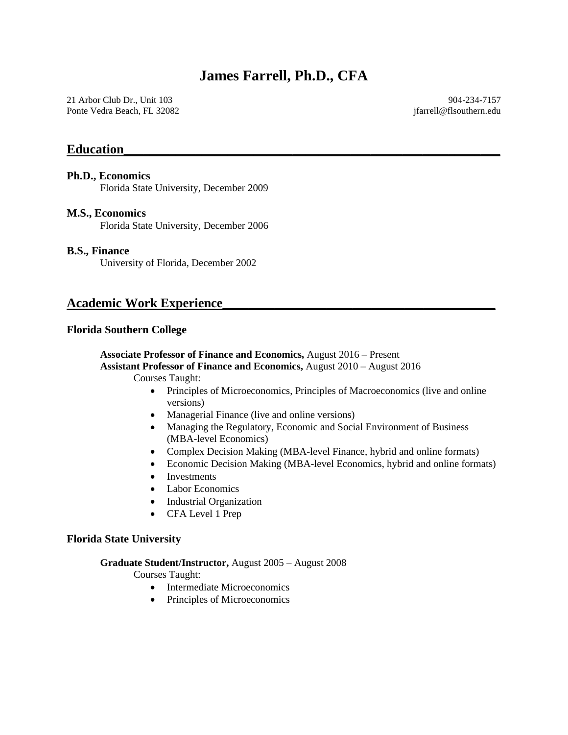# James Farrell, Ph.D., CFA

21 Arbor Club Dr., Unit 103
Ponte Vedra Beach, FL 32082

904-234-7157
jfarrell@flsouthern.edu

## Education

**Ph.D., Economics**
Florida State University, December 2009

**M.S., Economics**
Florida State University, December 2006

**B.S., Finance**
University of Florida, December 2002

## Academic Work Experience

### Florida Southern College

**Associate Professor of Finance and Economics,** August 2016 – Present
**Assistant Professor of Finance and Economics,** August 2010 – August 2016

Courses Taught:

- Principles of Microeconomics, Principles of Macroeconomics (live and online versions)
- Managerial Finance (live and online versions)
- Managing the Regulatory, Economic and Social Environment of Business (MBA-level Economics)
- Complex Decision Making (MBA-level Finance, hybrid and online formats)
- Economic Decision Making (MBA-level Economics, hybrid and online formats)
- Investments
- Labor Economics
- Industrial Organization
- CFA Level 1 Prep

### Florida State University

**Graduate Student/Instructor,** August 2005 – August 2008

Courses Taught:

- Intermediate Microeconomics
- Principles of Microeconomics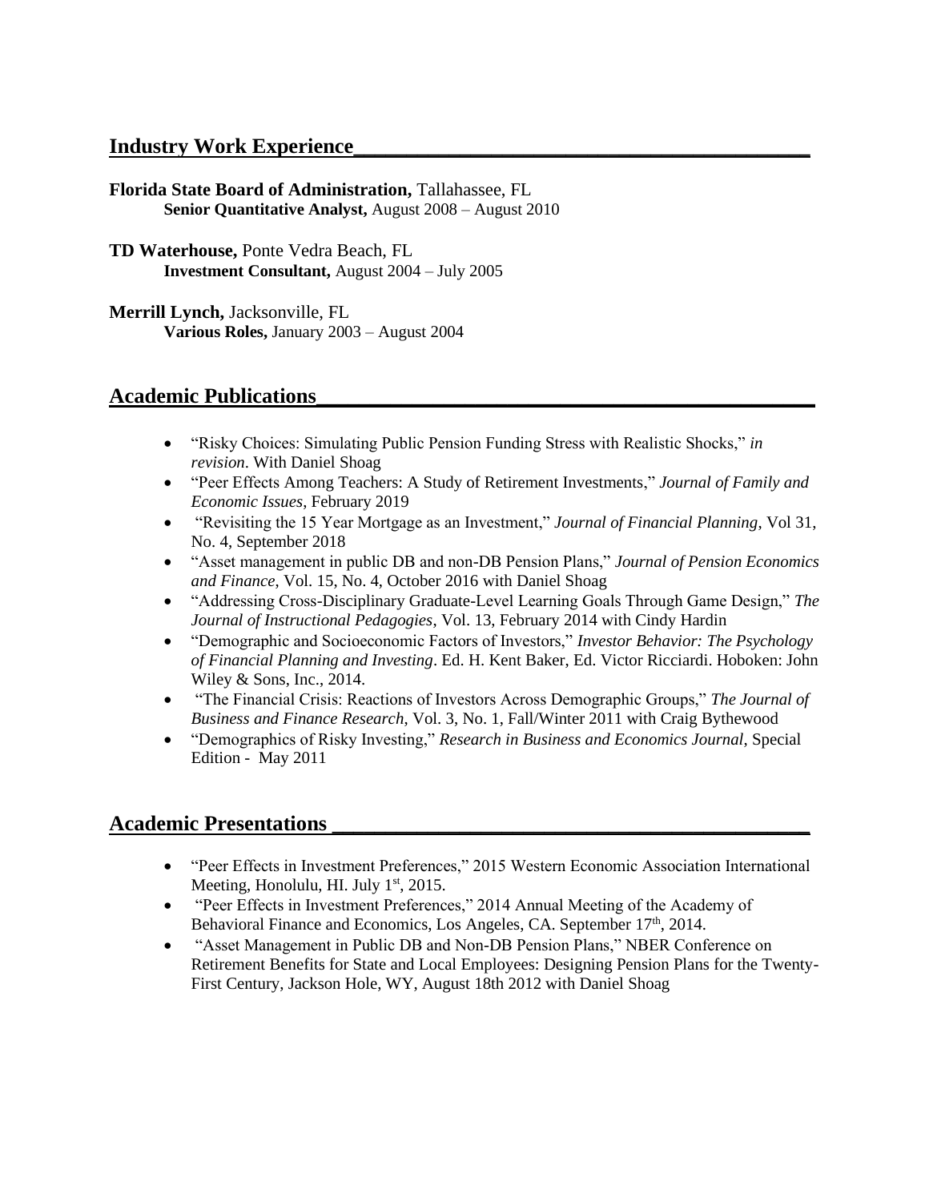## Industry Work Experience

**Florida State Board of Administration,** Tallahassee, FL
**Senior Quantitative Analyst,** August 2008 – August 2010

**TD Waterhouse,** Ponte Vedra Beach, FL
**Investment Consultant,** August 2004 – July 2005

**Merrill Lynch,** Jacksonville, FL
**Various Roles,** January 2003 – August 2004

## Academic Publications

- "Risky Choices: Simulating Public Pension Funding Stress with Realistic Shocks," *in revision*. With Daniel Shoag
- "Peer Effects Among Teachers: A Study of Retirement Investments," *Journal of Family and Economic Issues,* February 2019
- "Revisiting the 15 Year Mortgage as an Investment," *Journal of Financial Planning*, Vol 31, No. 4, September 2018
- "Asset management in public DB and non-DB Pension Plans," *Journal of Pension Economics and Finance,* Vol. 15, No. 4, October 2016 with Daniel Shoag
- "Addressing Cross-Disciplinary Graduate-Level Learning Goals Through Game Design," *The Journal of Instructional Pedagogies*, Vol. 13, February 2014 with Cindy Hardin
- "Demographic and Socioeconomic Factors of Investors," *Investor Behavior: The Psychology of Financial Planning and Investing*. Ed. H. Kent Baker, Ed. Victor Ricciardi. Hoboken: John Wiley & Sons, Inc., 2014.
- "The Financial Crisis: Reactions of Investors Across Demographic Groups," *The Journal of Business and Finance Research*, Vol. 3, No. 1, Fall/Winter 2011 with Craig Bythewood
- "Demographics of Risky Investing," *Research in Business and Economics Journal*, Special Edition - May 2011

## Academic Presentations

- "Peer Effects in Investment Preferences," 2015 Western Economic Association International Meeting, Honolulu, HI. July 1st, 2015.
- "Peer Effects in Investment Preferences," 2014 Annual Meeting of the Academy of Behavioral Finance and Economics, Los Angeles, CA. September 17th, 2014.
- "Asset Management in Public DB and Non-DB Pension Plans," NBER Conference on Retirement Benefits for State and Local Employees: Designing Pension Plans for the Twenty-First Century, Jackson Hole, WY, August 18th 2012 with Daniel Shoag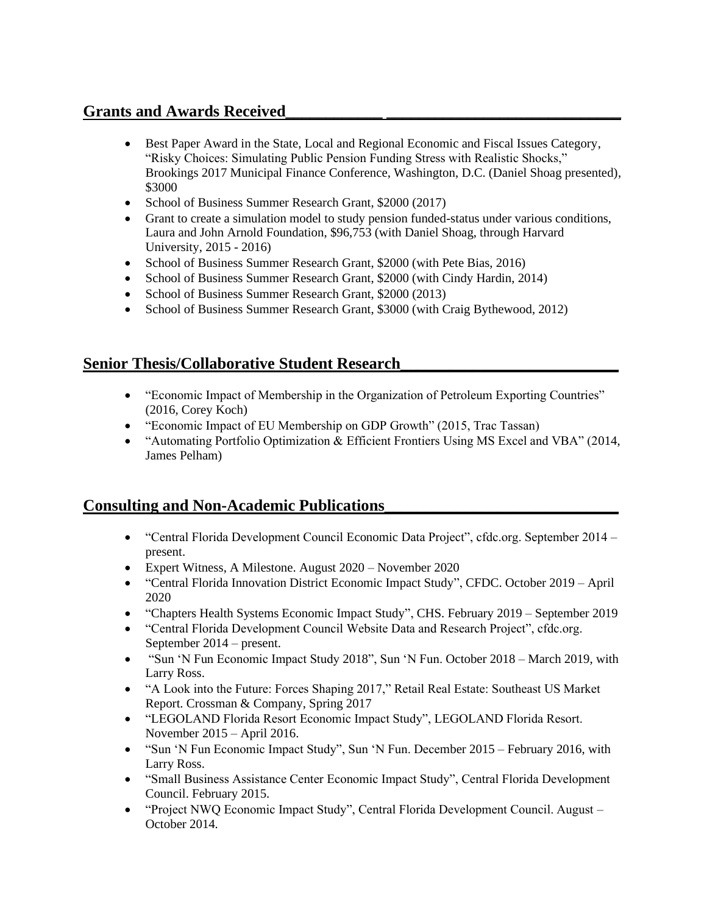## Grants and Awards Received

- Best Paper Award in the State, Local and Regional Economic and Fiscal Issues Category, "Risky Choices: Simulating Public Pension Funding Stress with Realistic Shocks," Brookings 2017 Municipal Finance Conference, Washington, D.C. (Daniel Shoag presented), $3000
- School of Business Summer Research Grant, $2000 (2017)
- Grant to create a simulation model to study pension funded-status under various conditions, Laura and John Arnold Foundation, $96,753 (with Daniel Shoag, through Harvard University, 2015 - 2016)
- School of Business Summer Research Grant, $2000 (with Pete Bias, 2016)
- School of Business Summer Research Grant, $2000 (with Cindy Hardin, 2014)
- School of Business Summer Research Grant, $2000 (2013)
- School of Business Summer Research Grant, $3000 (with Craig Bythewood, 2012)

## Senior Thesis/Collaborative Student Research

- "Economic Impact of Membership in the Organization of Petroleum Exporting Countries" (2016, Corey Koch)
- "Economic Impact of EU Membership on GDP Growth" (2015, Trac Tassan)
- "Automating Portfolio Optimization & Efficient Frontiers Using MS Excel and VBA" (2014, James Pelham)

## Consulting and Non-Academic Publications

- "Central Florida Development Council Economic Data Project", cfdc.org. September 2014 – present.
- Expert Witness, A Milestone. August 2020 – November 2020
- "Central Florida Innovation District Economic Impact Study", CFDC. October 2019 – April 2020
- "Chapters Health Systems Economic Impact Study", CHS. February 2019 – September 2019
- "Central Florida Development Council Website Data and Research Project", cfdc.org. September 2014 – present.
- "Sun 'N Fun Economic Impact Study 2018", Sun 'N Fun. October 2018 – March 2019, with Larry Ross.
- "A Look into the Future: Forces Shaping 2017," Retail Real Estate: Southeast US Market Report. Crossman & Company, Spring 2017
- "LEGOLAND Florida Resort Economic Impact Study", LEGOLAND Florida Resort. November 2015 – April 2016.
- "Sun 'N Fun Economic Impact Study", Sun 'N Fun. December 2015 – February 2016, with Larry Ross.
- "Small Business Assistance Center Economic Impact Study", Central Florida Development Council. February 2015.
- "Project NWQ Economic Impact Study", Central Florida Development Council. August – October 2014.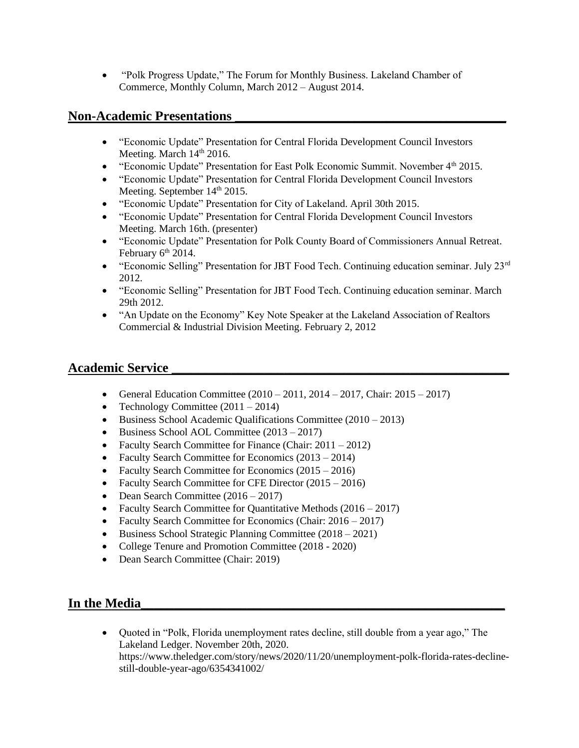- "Polk Progress Update," The Forum for Monthly Business. Lakeland Chamber of Commerce, Monthly Column, March 2012 – August 2014.

## Non-Academic Presentations

- "Economic Update" Presentation for Central Florida Development Council Investors Meeting. March 14th 2016.
- "Economic Update" Presentation for East Polk Economic Summit. November 4th 2015.
- "Economic Update" Presentation for Central Florida Development Council Investors Meeting. September 14th 2015.
- "Economic Update" Presentation for City of Lakeland. April 30th 2015.
- "Economic Update" Presentation for Central Florida Development Council Investors Meeting. March 16th. (presenter)
- "Economic Update" Presentation for Polk County Board of Commissioners Annual Retreat. February 6th 2014.
- "Economic Selling" Presentation for JBT Food Tech. Continuing education seminar. July 23rd 2012.
- "Economic Selling" Presentation for JBT Food Tech. Continuing education seminar. March 29th 2012.
- "An Update on the Economy" Key Note Speaker at the Lakeland Association of Realtors Commercial & Industrial Division Meeting. February 2, 2012

## Academic Service

- General Education Committee (2010 – 2011, 2014 – 2017, Chair: 2015 – 2017)
- Technology Committee (2011 – 2014)
- Business School Academic Qualifications Committee (2010 – 2013)
- Business School AOL Committee (2013 – 2017)
- Faculty Search Committee for Finance (Chair: 2011 – 2012)
- Faculty Search Committee for Economics (2013 – 2014)
- Faculty Search Committee for Economics (2015 – 2016)
- Faculty Search Committee for CFE Director (2015 – 2016)
- Dean Search Committee (2016 – 2017)
- Faculty Search Committee for Quantitative Methods (2016 – 2017)
- Faculty Search Committee for Economics (Chair: 2016 – 2017)
- Business School Strategic Planning Committee (2018 – 2021)
- College Tenure and Promotion Committee (2018 - 2020)
- Dean Search Committee (Chair: 2019)

## In the Media

- Quoted in "Polk, Florida unemployment rates decline, still double from a year ago," The Lakeland Ledger. November 20th, 2020. https://www.theledger.com/story/news/2020/11/20/unemployment-polk-florida-rates-decline-still-double-year-ago/6354341002/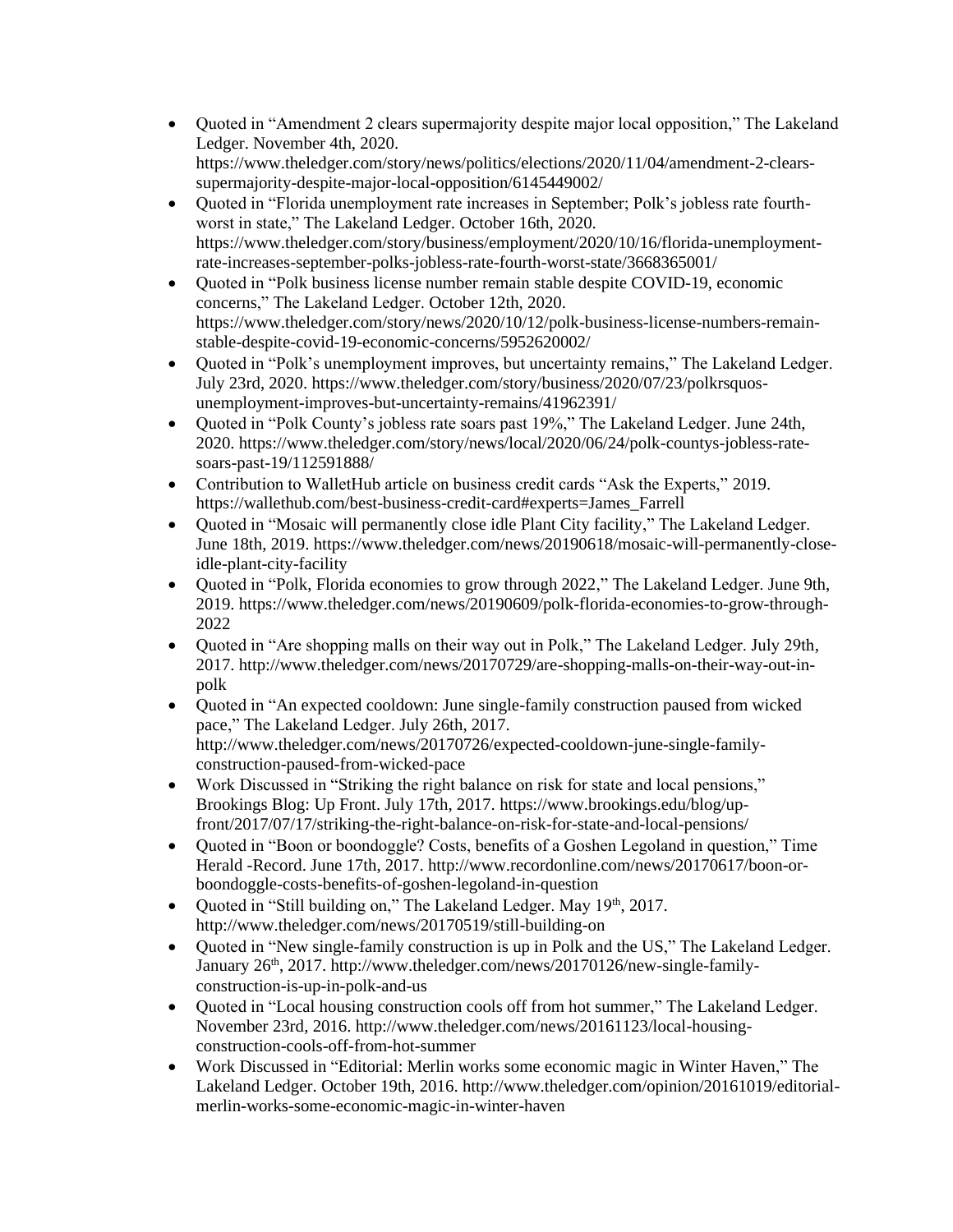- Quoted in "Amendment 2 clears supermajority despite major local opposition," The Lakeland Ledger. November 4th, 2020. https://www.theledger.com/story/news/politics/elections/2020/11/04/amendment-2-clears-supermajority-despite-major-local-opposition/6145449002/
- Quoted in "Florida unemployment rate increases in September; Polk's jobless rate fourth-worst in state," The Lakeland Ledger. October 16th, 2020. https://www.theledger.com/story/business/employment/2020/10/16/florida-unemployment-rate-increases-september-polks-jobless-rate-fourth-worst-state/3668365001/
- Quoted in "Polk business license number remain stable despite COVID-19, economic concerns," The Lakeland Ledger. October 12th, 2020. https://www.theledger.com/story/news/2020/10/12/polk-business-license-numbers-remain-stable-despite-covid-19-economic-concerns/5952620002/
- Quoted in "Polk's unemployment improves, but uncertainty remains," The Lakeland Ledger. July 23rd, 2020. https://www.theledger.com/story/business/2020/07/23/polkrsquos-unemployment-improves-but-uncertainty-remains/41962391/
- Quoted in "Polk County's jobless rate soars past 19%," The Lakeland Ledger. June 24th, 2020. https://www.theledger.com/story/news/local/2020/06/24/polk-countys-jobless-rate-soars-past-19/112591888/
- Contribution to WalletHub article on business credit cards "Ask the Experts," 2019. https://wallethub.com/best-business-credit-card#experts=James_Farrell
- Quoted in "Mosaic will permanently close idle Plant City facility," The Lakeland Ledger. June 18th, 2019. https://www.theledger.com/news/20190618/mosaic-will-permanently-close-idle-plant-city-facility
- Quoted in "Polk, Florida economies to grow through 2022," The Lakeland Ledger. June 9th, 2019. https://www.theledger.com/news/20190609/polk-florida-economies-to-grow-through-2022
- Quoted in "Are shopping malls on their way out in Polk," The Lakeland Ledger. July 29th, 2017. http://www.theledger.com/news/20170729/are-shopping-malls-on-their-way-out-in-polk
- Quoted in "An expected cooldown: June single-family construction paused from wicked pace," The Lakeland Ledger. July 26th, 2017. http://www.theledger.com/news/20170726/expected-cooldown-june-single-family-construction-paused-from-wicked-pace
- Work Discussed in "Striking the right balance on risk for state and local pensions," Brookings Blog: Up Front. July 17th, 2017. https://www.brookings.edu/blog/up-front/2017/07/17/striking-the-right-balance-on-risk-for-state-and-local-pensions/
- Quoted in "Boon or boondoggle? Costs, benefits of a Goshen Legoland in question," Time Herald -Record. June 17th, 2017. http://www.recordonline.com/news/20170617/boon-or-boondoggle-costs-benefits-of-goshen-legoland-in-question
- Quoted in "Still building on," The Lakeland Ledger. May 19th, 2017. http://www.theledger.com/news/20170519/still-building-on
- Quoted in "New single-family construction is up in Polk and the US," The Lakeland Ledger. January 26th, 2017. http://www.theledger.com/news/20170126/new-single-family-construction-is-up-in-polk-and-us
- Quoted in "Local housing construction cools off from hot summer," The Lakeland Ledger. November 23rd, 2016. http://www.theledger.com/news/20161123/local-housing-construction-cools-off-from-hot-summer
- Work Discussed in "Editorial: Merlin works some economic magic in Winter Haven," The Lakeland Ledger. October 19th, 2016. http://www.theledger.com/opinion/20161019/editorial-merlin-works-some-economic-magic-in-winter-haven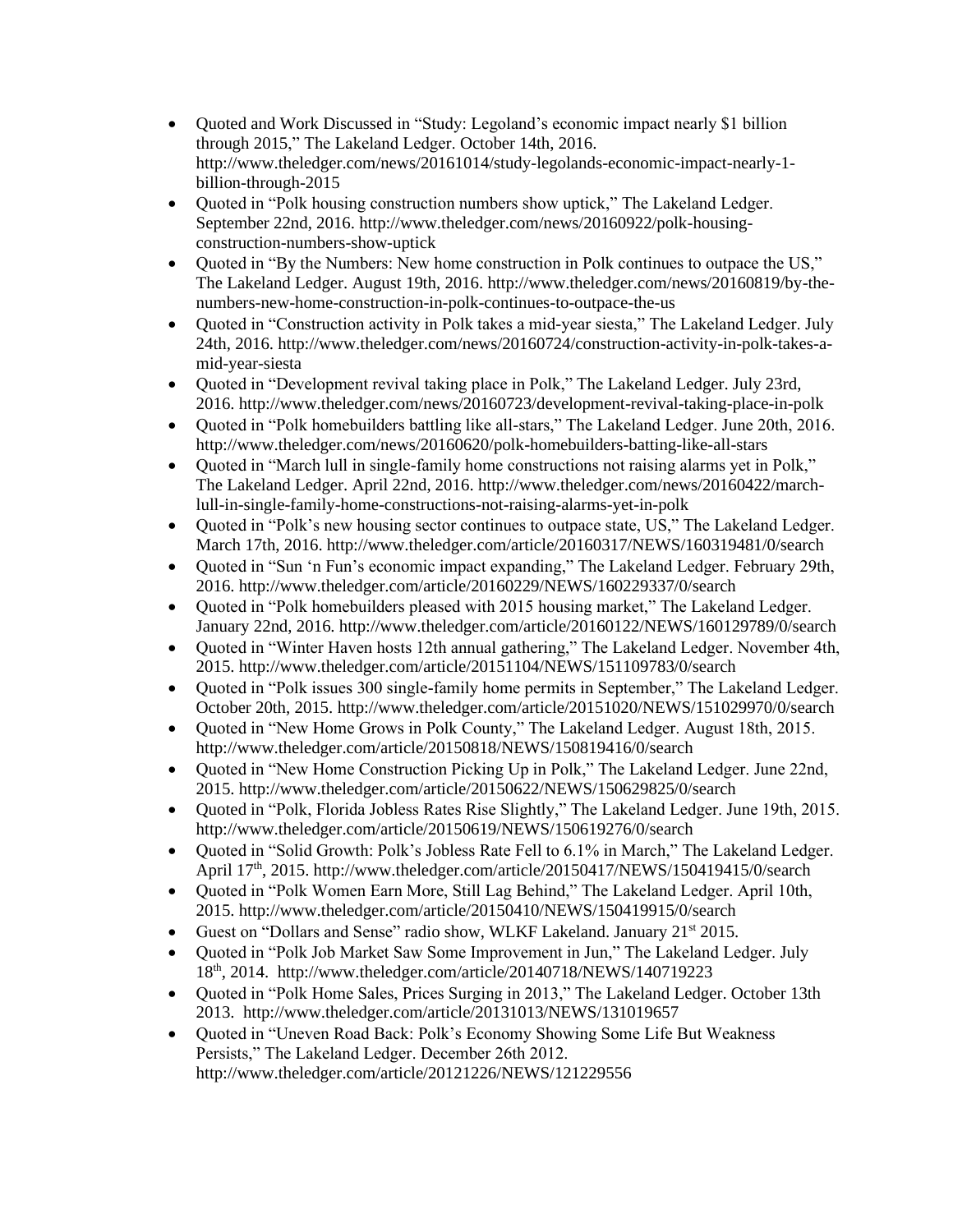- Quoted and Work Discussed in "Study: Legoland's economic impact nearly $1 billion through 2015," The Lakeland Ledger. October 14th, 2016. http://www.theledger.com/news/20161014/study-legolands-economic-impact-nearly-1-billion-through-2015
- Quoted in "Polk housing construction numbers show uptick," The Lakeland Ledger. September 22nd, 2016. http://www.theledger.com/news/20160922/polk-housing-construction-numbers-show-uptick
- Quoted in "By the Numbers: New home construction in Polk continues to outpace the US," The Lakeland Ledger. August 19th, 2016. http://www.theledger.com/news/20160819/by-the-numbers-new-home-construction-in-polk-continues-to-outpace-the-us
- Quoted in "Construction activity in Polk takes a mid-year siesta," The Lakeland Ledger. July 24th, 2016. http://www.theledger.com/news/20160724/construction-activity-in-polk-takes-a-mid-year-siesta
- Quoted in "Development revival taking place in Polk," The Lakeland Ledger. July 23rd, 2016. http://www.theledger.com/news/20160723/development-revival-taking-place-in-polk
- Quoted in "Polk homebuilders battling like all-stars," The Lakeland Ledger. June 20th, 2016. http://www.theledger.com/news/20160620/polk-homebuilders-batting-like-all-stars
- Quoted in "March lull in single-family home constructions not raising alarms yet in Polk," The Lakeland Ledger. April 22nd, 2016. http://www.theledger.com/news/20160422/march-lull-in-single-family-home-constructions-not-raising-alarms-yet-in-polk
- Quoted in "Polk's new housing sector continues to outpace state, US," The Lakeland Ledger. March 17th, 2016. http://www.theledger.com/article/20160317/NEWS/160319481/0/search
- Quoted in "Sun 'n Fun's economic impact expanding," The Lakeland Ledger. February 29th, 2016. http://www.theledger.com/article/20160229/NEWS/160229337/0/search
- Quoted in "Polk homebuilders pleased with 2015 housing market," The Lakeland Ledger. January 22nd, 2016. http://www.theledger.com/article/20160122/NEWS/160129789/0/search
- Quoted in "Winter Haven hosts 12th annual gathering," The Lakeland Ledger. November 4th, 2015. http://www.theledger.com/article/20151104/NEWS/151109783/0/search
- Quoted in "Polk issues 300 single-family home permits in September," The Lakeland Ledger. October 20th, 2015. http://www.theledger.com/article/20151020/NEWS/151029970/0/search
- Quoted in "New Home Grows in Polk County," The Lakeland Ledger. August 18th, 2015. http://www.theledger.com/article/20150818/NEWS/150819416/0/search
- Quoted in "New Home Construction Picking Up in Polk," The Lakeland Ledger. June 22nd, 2015. http://www.theledger.com/article/20150622/NEWS/150629825/0/search
- Quoted in "Polk, Florida Jobless Rates Rise Slightly," The Lakeland Ledger. June 19th, 2015. http://www.theledger.com/article/20150619/NEWS/150619276/0/search
- Quoted in "Solid Growth: Polk's Jobless Rate Fell to 6.1% in March," The Lakeland Ledger. April 17th, 2015. http://www.theledger.com/article/20150417/NEWS/150419415/0/search
- Quoted in "Polk Women Earn More, Still Lag Behind," The Lakeland Ledger. April 10th, 2015. http://www.theledger.com/article/20150410/NEWS/150419915/0/search
- Guest on "Dollars and Sense" radio show, WLKF Lakeland. January 21st 2015.
- Quoted in "Polk Job Market Saw Some Improvement in Jun," The Lakeland Ledger. July 18th, 2014. http://www.theledger.com/article/20140718/NEWS/140719223
- Quoted in "Polk Home Sales, Prices Surging in 2013," The Lakeland Ledger. October 13th 2013. http://www.theledger.com/article/20131013/NEWS/131019657
- Quoted in "Uneven Road Back: Polk's Economy Showing Some Life But Weakness Persists," The Lakeland Ledger. December 26th 2012. http://www.theledger.com/article/20121226/NEWS/121229556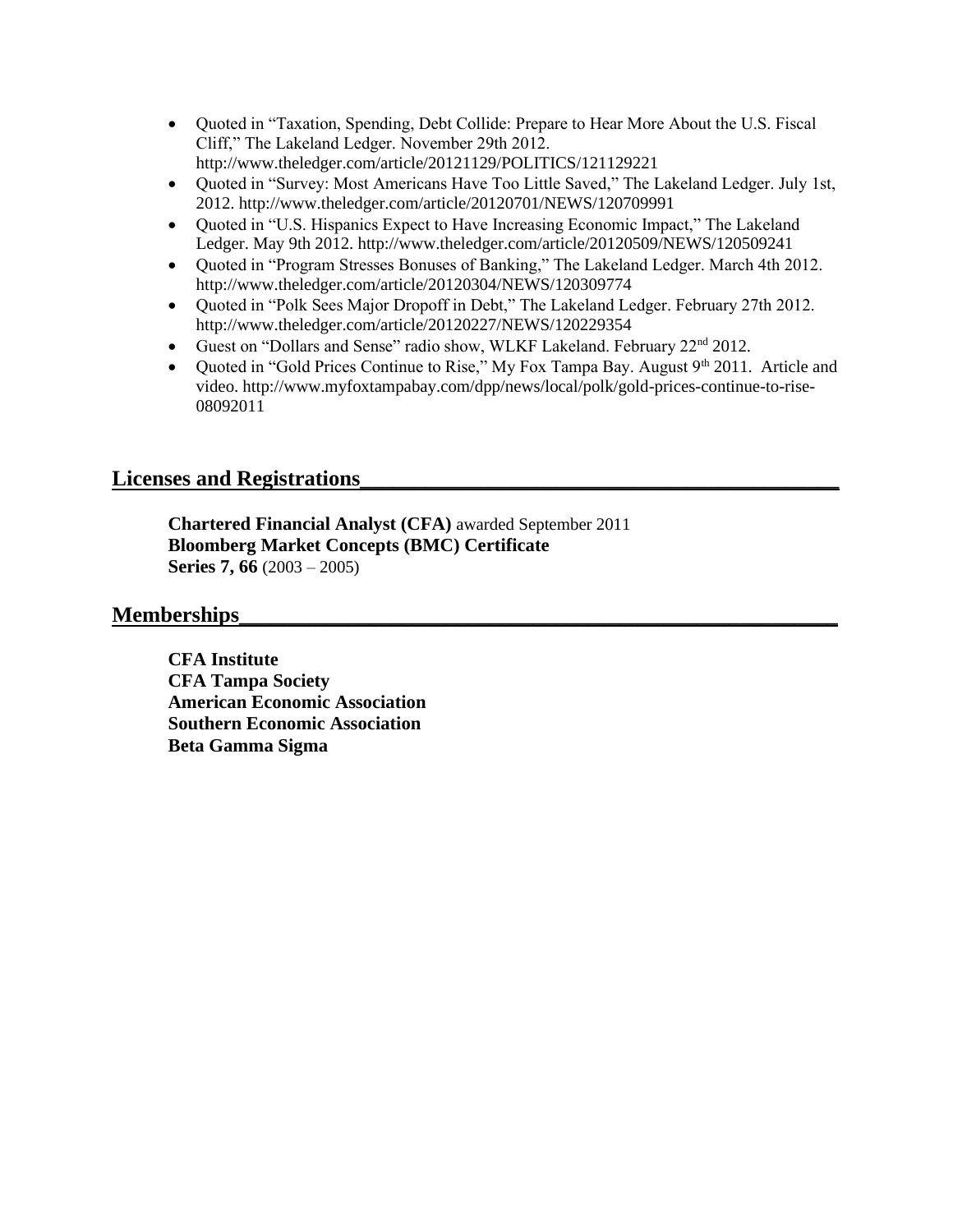- Quoted in "Taxation, Spending, Debt Collide: Prepare to Hear More About the U.S. Fiscal Cliff," The Lakeland Ledger. November 29th 2012. http://www.theledger.com/article/20121129/POLITICS/121129221
- Quoted in "Survey: Most Americans Have Too Little Saved," The Lakeland Ledger. July 1st, 2012. http://www.theledger.com/article/20120701/NEWS/120709991
- Quoted in "U.S. Hispanics Expect to Have Increasing Economic Impact," The Lakeland Ledger. May 9th 2012. http://www.theledger.com/article/20120509/NEWS/120509241
- Quoted in "Program Stresses Bonuses of Banking," The Lakeland Ledger. March 4th 2012. http://www.theledger.com/article/20120304/NEWS/120309774
- Quoted in "Polk Sees Major Dropoff in Debt," The Lakeland Ledger. February 27th 2012. http://www.theledger.com/article/20120227/NEWS/120229354
- Guest on "Dollars and Sense" radio show, WLKF Lakeland. February 22nd 2012.
- Quoted in "Gold Prices Continue to Rise," My Fox Tampa Bay. August 9th 2011. Article and video. http://www.myfoxtampabay.com/dpp/news/local/polk/gold-prices-continue-to-rise-08092011

## Licenses and Registrations

**Chartered Financial Analyst (CFA)** awarded September 2011
**Bloomberg Market Concepts (BMC) Certificate**
**Series 7, 66** (2003 – 2005)

## Memberships

**CFA Institute**
**CFA Tampa Society**
**American Economic Association**
**Southern Economic Association**
**Beta Gamma Sigma**